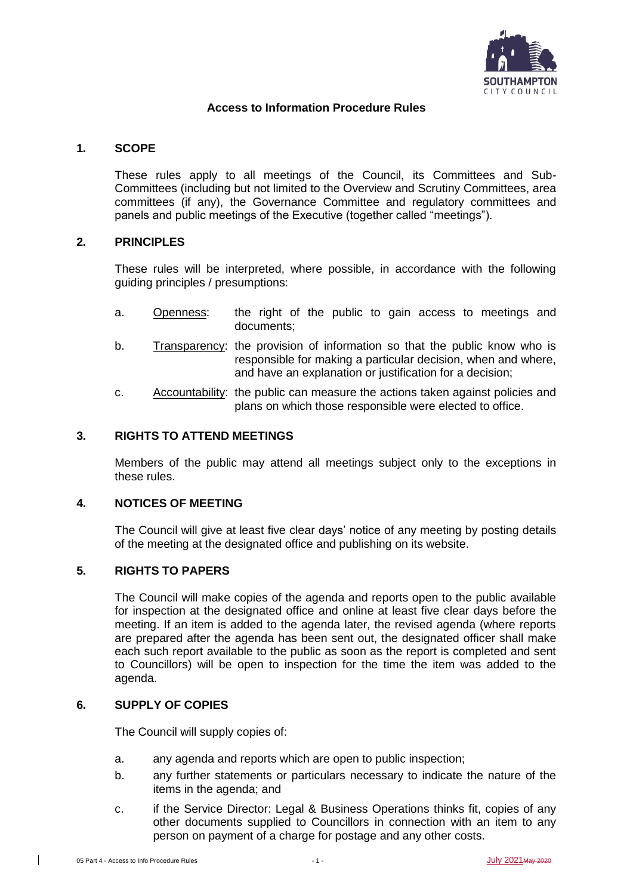## Access to Information Procedure Rules

### 1. SCOPE

These rules apply to all meetings of the Council, its Committees and Sub-Committees (including but not limited to the Overview and Scrutiny Committees, area committees (if any), the Governance Committee and regulatory committees and panels and public meetings of the Executive (together called "meetings").

### 2. PRINCIPLES

These rules will be interpreted, where possible, in accordance with the following guiding principles / presumptions:

a. Openness: the right of the public to gain access to meetings and documents;

b. Transparency: the provision of information so that the public know who is responsible for making a particular decision, when and where, and have an explanation or justification for a decision;

c. Accountability: the public can measure the actions taken against policies and plans on which those responsible were elected to office.

### 3. RIGHTS TO ATTEND MEETINGS

Members of the public may attend all meetings subject only to the exceptions in these rules.

### 4. NOTICES OF MEETING

The Council will give at least five clear days' notice of any meeting by posting details of the meeting at the designated office and publishing on its website.

### 5. RIGHTS TO PAPERS

The Council will make copies of the agenda and reports open to the public available for inspection at the designated office and online at least five clear days before the meeting. If an item is added to the agenda later, the revised agenda (where reports are prepared after the agenda has been sent out, the designated officer shall make each such report available to the public as soon as the report is completed and sent to Councillors) will be open to inspection for the time the item was added to the agenda.

### 6. SUPPLY OF COPIES

The Council will supply copies of:

a. any agenda and reports which are open to public inspection;

b. any further statements or particulars necessary to indicate the nature of the items in the agenda; and

c. if the Service Director: Legal & Business Operations thinks fit, copies of any other documents supplied to Councillors in connection with an item to any person on payment of a charge for postage and any other costs.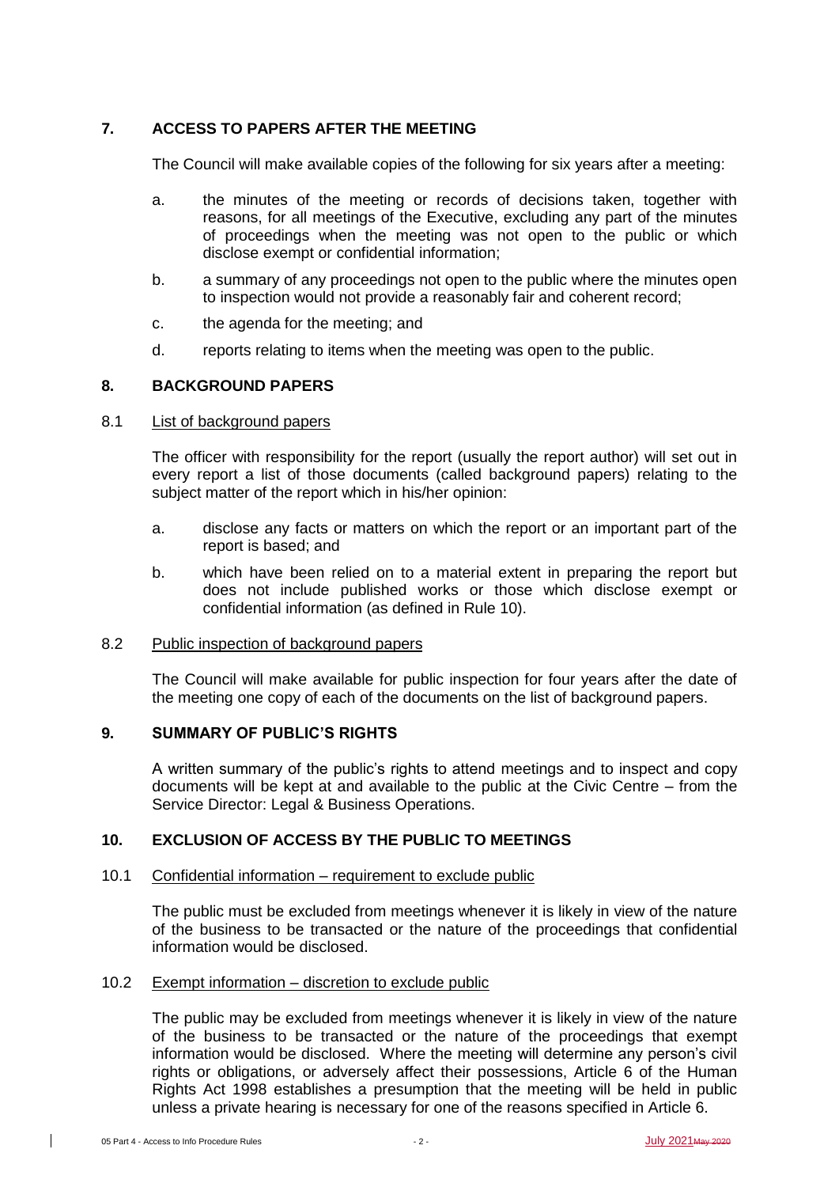## 7. ACCESS TO PAPERS AFTER THE MEETING

The Council will make available copies of the following for six years after a meeting:

a. the minutes of the meeting or records of decisions taken, together with reasons, for all meetings of the Executive, excluding any part of the minutes of proceedings when the meeting was not open to the public or which disclose exempt or confidential information;

b. a summary of any proceedings not open to the public where the minutes open to inspection would not provide a reasonably fair and coherent record;

c. the agenda for the meeting; and

d. reports relating to items when the meeting was open to the public.

## 8. BACKGROUND PAPERS

### 8.1 List of background papers

The officer with responsibility for the report (usually the report author) will set out in every report a list of those documents (called background papers) relating to the subject matter of the report which in his/her opinion:

a. disclose any facts or matters on which the report or an important part of the report is based; and

b. which have been relied on to a material extent in preparing the report but does not include published works or those which disclose exempt or confidential information (as defined in Rule 10).

### 8.2 Public inspection of background papers

The Council will make available for public inspection for four years after the date of the meeting one copy of each of the documents on the list of background papers.

## 9. SUMMARY OF PUBLIC'S RIGHTS

A written summary of the public's rights to attend meetings and to inspect and copy documents will be kept at and available to the public at the Civic Centre – from the Service Director: Legal & Business Operations.

## 10. EXCLUSION OF ACCESS BY THE PUBLIC TO MEETINGS

### 10.1 Confidential information – requirement to exclude public

The public must be excluded from meetings whenever it is likely in view of the nature of the business to be transacted or the nature of the proceedings that confidential information would be disclosed.

### 10.2 Exempt information – discretion to exclude public

The public may be excluded from meetings whenever it is likely in view of the nature of the business to be transacted or the nature of the proceedings that exempt information would be disclosed. Where the meeting will determine any person's civil rights or obligations, or adversely affect their possessions, Article 6 of the Human Rights Act 1998 establishes a presumption that the meeting will be held in public unless a private hearing is necessary for one of the reasons specified in Article 6.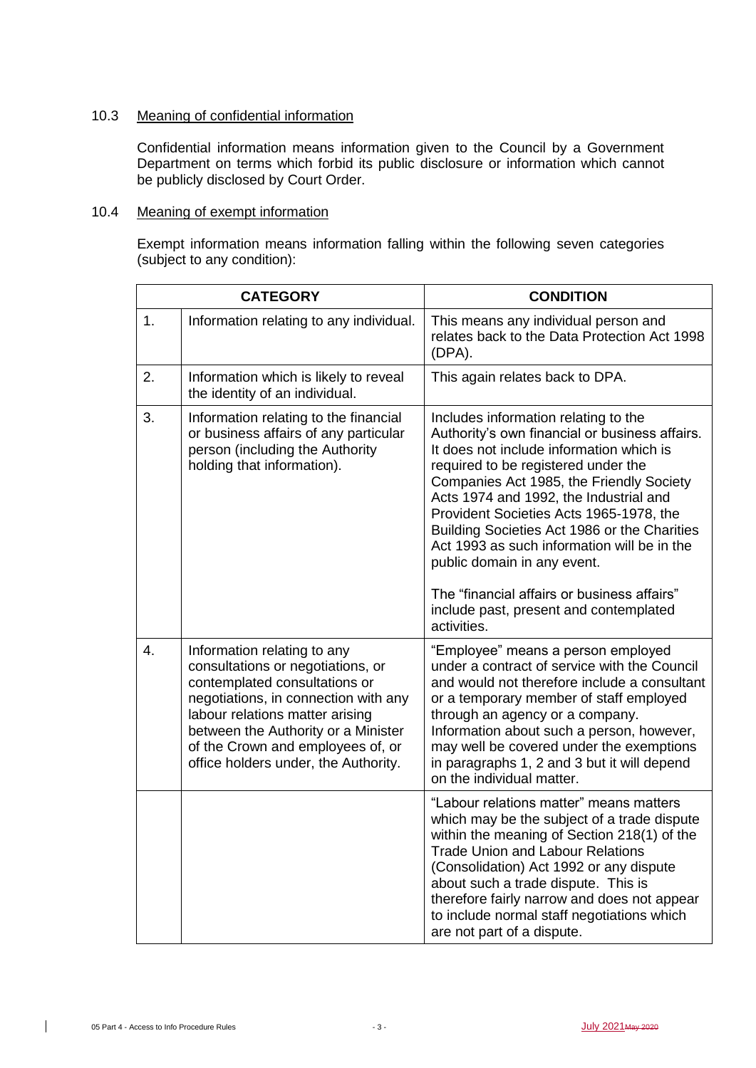### 10.3 Meaning of confidential information

Confidential information means information given to the Council by a Government Department on terms which forbid its public disclosure or information which cannot be publicly disclosed by Court Order.

### 10.4 Meaning of exempt information

Exempt information means information falling within the following seven categories (subject to any condition):

| CATEGORY | | CONDITION |
|---|---|---|
| 1. | Information relating to any individual. | This means any individual person and relates back to the Data Protection Act 1998 (DPA). |
| 2. | Information which is likely to reveal the identity of an individual. | This again relates back to DPA. |
| 3. | Information relating to the financial or business affairs of any particular person (including the Authority holding that information). | Includes information relating to the Authority's own financial or business affairs. It does not include information which is required to be registered under the Companies Act 1985, the Friendly Society Acts 1974 and 1992, the Industrial and Provident Societies Acts 1965-1978, the Building Societies Act 1986 or the Charities Act 1993 as such information will be in the public domain in any event.<br><br>The "financial affairs or business affairs" include past, present and contemplated activities. |
| 4. | Information relating to any consultations or negotiations, or contemplated consultations or negotiations, in connection with any labour relations matter arising between the Authority or a Minister of the Crown and employees of, or office holders under, the Authority. | "Employee" means a person employed under a contract of service with the Council and would not therefore include a consultant or a temporary member of staff employed through an agency or a company. Information about such a person, however, may well be covered under the exemptions in paragraphs 1, 2 and 3 but it will depend on the individual matter. |
| | | "Labour relations matter" means matters which may be the subject of a trade dispute within the meaning of Section 218(1) of the Trade Union and Labour Relations (Consolidation) Act 1992 or any dispute about such a trade dispute. This is therefore fairly narrow and does not appear to include normal staff negotiations which are not part of a dispute. |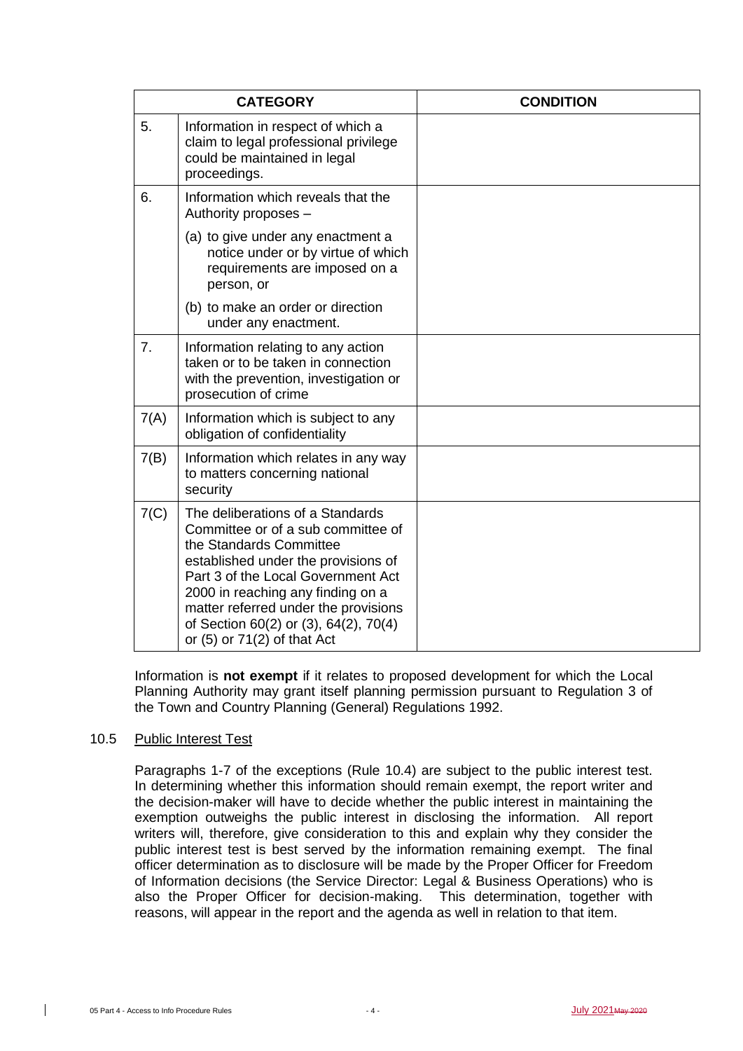| CATEGORY | | CONDITION |
|---|---|---|
| 5. | Information in respect of which a claim to legal professional privilege could be maintained in legal proceedings. | |
| 6. | Information which reveals that the Authority proposes –<br><br>(a) to give under any enactment a notice under or by virtue of which requirements are imposed on a person, or<br><br>(b) to make an order or direction under any enactment. | |
| 7. | Information relating to any action taken or to be taken in connection with the prevention, investigation or prosecution of crime | |
| 7(A) | Information which is subject to any obligation of confidentiality | |
| 7(B) | Information which relates in any way to matters concerning national security | |
| 7(C) | The deliberations of a Standards Committee or of a sub committee of the Standards Committee established under the provisions of Part 3 of the Local Government Act 2000 in reaching any finding on a matter referred under the provisions of Section 60(2) or (3), 64(2), 70(4) or (5) or 71(2) of that Act | |

Information is **not exempt** if it relates to proposed development for which the Local Planning Authority may grant itself planning permission pursuant to Regulation 3 of the Town and Country Planning (General) Regulations 1992.

10.5 Public Interest Test

Paragraphs 1-7 of the exceptions (Rule 10.4) are subject to the public interest test. In determining whether this information should remain exempt, the report writer and the decision-maker will have to decide whether the public interest in maintaining the exemption outweighs the public interest in disclosing the information. All report writers will, therefore, give consideration to this and explain why they consider the public interest test is best served by the information remaining exempt. The final officer determination as to disclosure will be made by the Proper Officer for Freedom of Information decisions (the Service Director: Legal & Business Operations) who is also the Proper Officer for decision-making. This determination, together with reasons, will appear in the report and the agenda as well in relation to that item.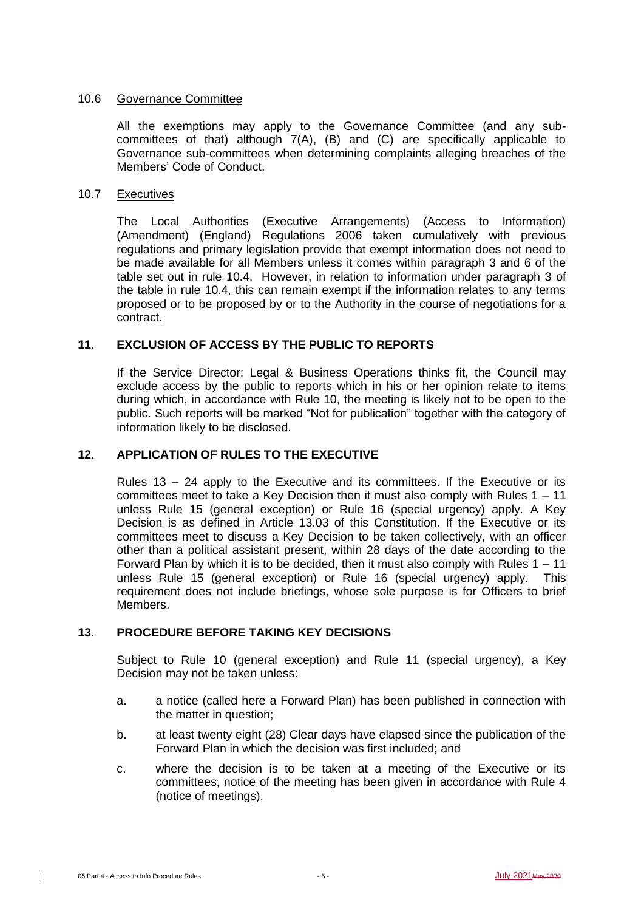### 10.6 Governance Committee

All the exemptions may apply to the Governance Committee (and any sub-committees of that) although 7(A), (B) and (C) are specifically applicable to Governance sub-committees when determining complaints alleging breaches of the Members' Code of Conduct.

### 10.7 Executives

The Local Authorities (Executive Arrangements) (Access to Information) (Amendment) (England) Regulations 2006 taken cumulatively with previous regulations and primary legislation provide that exempt information does not need to be made available for all Members unless it comes within paragraph 3 and 6 of the table set out in rule 10.4. However, in relation to information under paragraph 3 of the table in rule 10.4, this can remain exempt if the information relates to any terms proposed or to be proposed by or to the Authority in the course of negotiations for a contract.

## 11. EXCLUSION OF ACCESS BY THE PUBLIC TO REPORTS

If the Service Director: Legal & Business Operations thinks fit, the Council may exclude access by the public to reports which in his or her opinion relate to items during which, in accordance with Rule 10, the meeting is likely not to be open to the public. Such reports will be marked "Not for publication" together with the category of information likely to be disclosed.

## 12. APPLICATION OF RULES TO THE EXECUTIVE

Rules 13 – 24 apply to the Executive and its committees. If the Executive or its committees meet to take a Key Decision then it must also comply with Rules 1 – 11 unless Rule 15 (general exception) or Rule 16 (special urgency) apply. A Key Decision is as defined in Article 13.03 of this Constitution. If the Executive or its committees meet to discuss a Key Decision to be taken collectively, with an officer other than a political assistant present, within 28 days of the date according to the Forward Plan by which it is to be decided, then it must also comply with Rules 1 – 11 unless Rule 15 (general exception) or Rule 16 (special urgency) apply. This requirement does not include briefings, whose sole purpose is for Officers to brief Members.

## 13. PROCEDURE BEFORE TAKING KEY DECISIONS

Subject to Rule 10 (general exception) and Rule 11 (special urgency), a Key Decision may not be taken unless:

a. a notice (called here a Forward Plan) has been published in connection with the matter in question;

b. at least twenty eight (28) Clear days have elapsed since the publication of the Forward Plan in which the decision was first included; and

c. where the decision is to be taken at a meeting of the Executive or its committees, notice of the meeting has been given in accordance with Rule 4 (notice of meetings).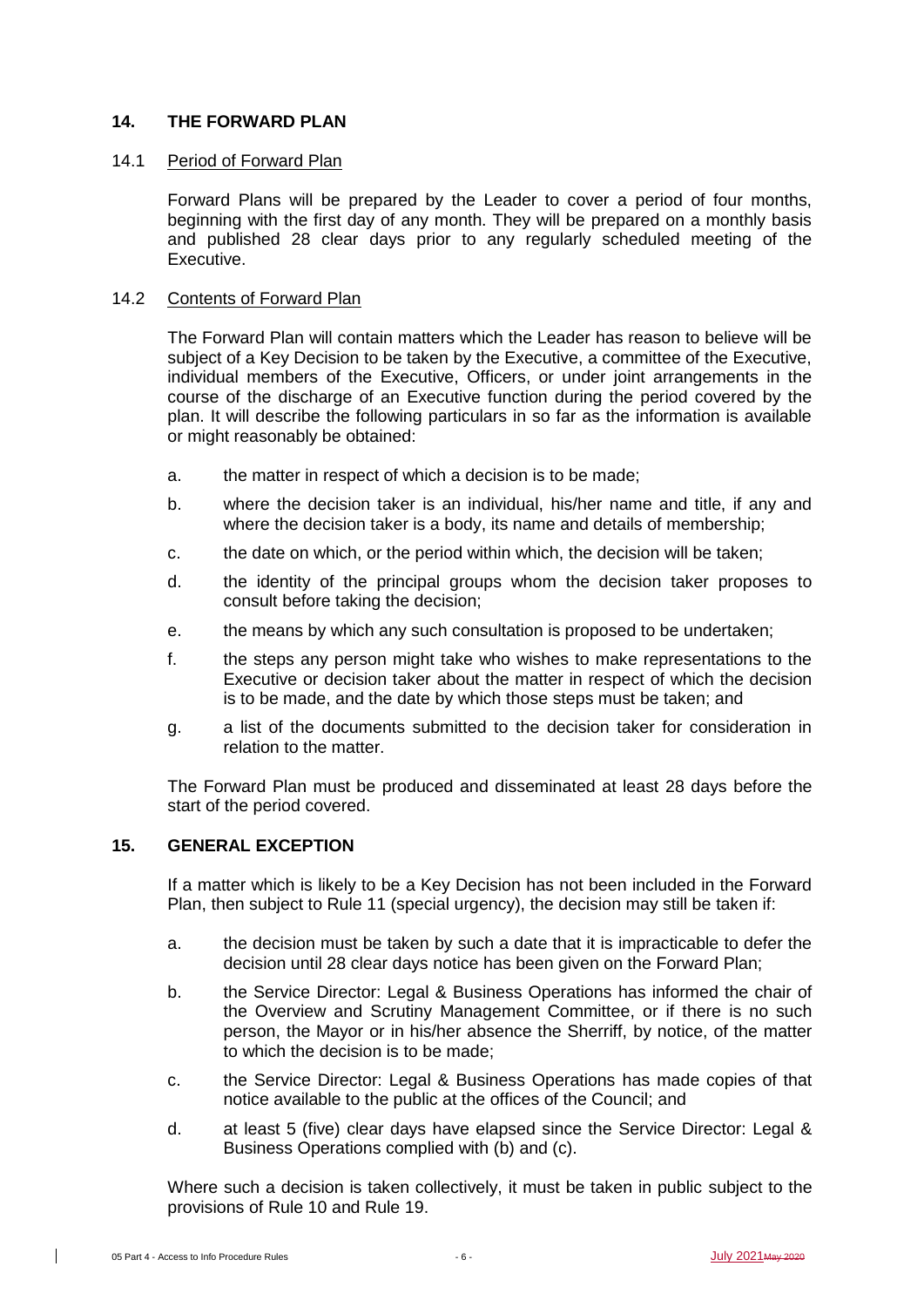## 14. THE FORWARD PLAN

### 14.1 Period of Forward Plan

Forward Plans will be prepared by the Leader to cover a period of four months, beginning with the first day of any month. They will be prepared on a monthly basis and published 28 clear days prior to any regularly scheduled meeting of the Executive.

### 14.2 Contents of Forward Plan

The Forward Plan will contain matters which the Leader has reason to believe will be subject of a Key Decision to be taken by the Executive, a committee of the Executive, individual members of the Executive, Officers, or under joint arrangements in the course of the discharge of an Executive function during the period covered by the plan. It will describe the following particulars in so far as the information is available or might reasonably be obtained:

a. the matter in respect of which a decision is to be made;

b. where the decision taker is an individual, his/her name and title, if any and where the decision taker is a body, its name and details of membership;

c. the date on which, or the period within which, the decision will be taken;

d. the identity of the principal groups whom the decision taker proposes to consult before taking the decision;

e. the means by which any such consultation is proposed to be undertaken;

f. the steps any person might take who wishes to make representations to the Executive or decision taker about the matter in respect of which the decision is to be made, and the date by which those steps must be taken; and

g. a list of the documents submitted to the decision taker for consideration in relation to the matter.

The Forward Plan must be produced and disseminated at least 28 days before the start of the period covered.

## 15. GENERAL EXCEPTION

If a matter which is likely to be a Key Decision has not been included in the Forward Plan, then subject to Rule 11 (special urgency), the decision may still be taken if:

a. the decision must be taken by such a date that it is impracticable to defer the decision until 28 clear days notice has been given on the Forward Plan;

b. the Service Director: Legal & Business Operations has informed the chair of the Overview and Scrutiny Management Committee, or if there is no such person, the Mayor or in his/her absence the Sherriff, by notice, of the matter to which the decision is to be made;

c. the Service Director: Legal & Business Operations has made copies of that notice available to the public at the offices of the Council; and

d. at least 5 (five) clear days have elapsed since the Service Director: Legal & Business Operations complied with (b) and (c).

Where such a decision is taken collectively, it must be taken in public subject to the provisions of Rule 10 and Rule 19.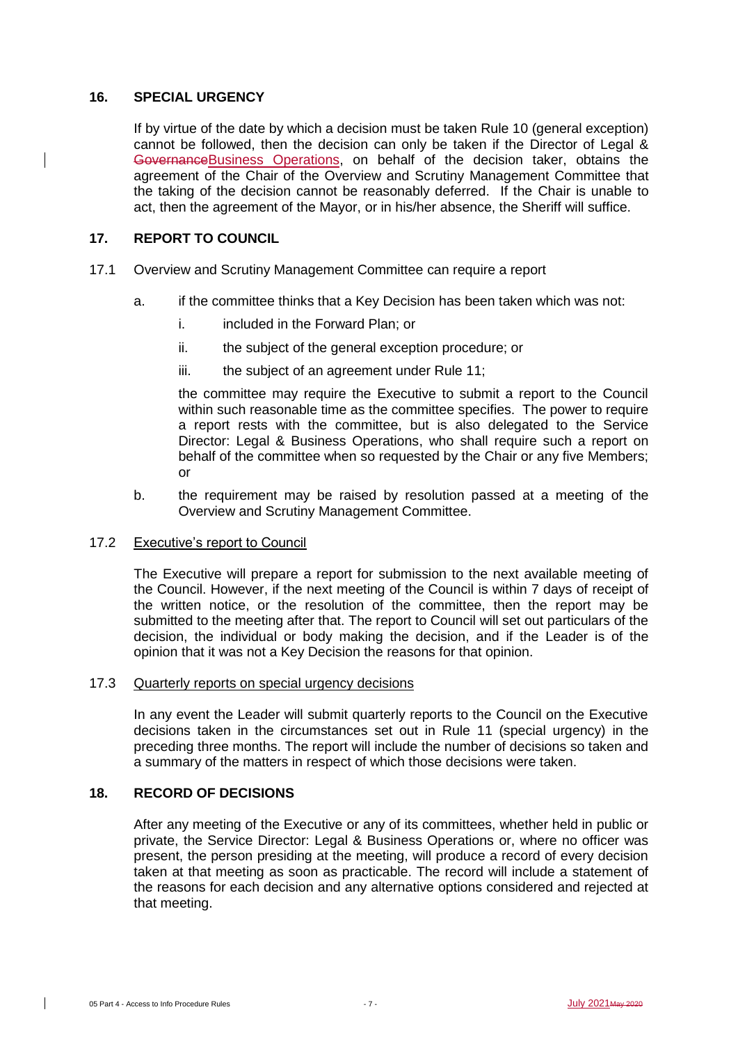## 16. SPECIAL URGENCY

If by virtue of the date by which a decision must be taken Rule 10 (general exception) cannot be followed, then the decision can only be taken if the Director of Legal & GovernanceBusiness Operations, on behalf of the decision taker, obtains the agreement of the Chair of the Overview and Scrutiny Management Committee that the taking of the decision cannot be reasonably deferred. If the Chair is unable to act, then the agreement of the Mayor, or in his/her absence, the Sheriff will suffice.

## 17. REPORT TO COUNCIL

17.1 Overview and Scrutiny Management Committee can require a report

a. if the committee thinks that a Key Decision has been taken which was not:

   i. included in the Forward Plan; or

   ii. the subject of the general exception procedure; or

   iii. the subject of an agreement under Rule 11;

   the committee may require the Executive to submit a report to the Council within such reasonable time as the committee specifies. The power to require a report rests with the committee, but is also delegated to the Service Director: Legal & Business Operations, who shall require such a report on behalf of the committee when so requested by the Chair or any five Members; or

b. the requirement may be raised by resolution passed at a meeting of the Overview and Scrutiny Management Committee.

17.2 Executive's report to Council

The Executive will prepare a report for submission to the next available meeting of the Council. However, if the next meeting of the Council is within 7 days of receipt of the written notice, or the resolution of the committee, then the report may be submitted to the meeting after that. The report to Council will set out particulars of the decision, the individual or body making the decision, and if the Leader is of the opinion that it was not a Key Decision the reasons for that opinion.

17.3 Quarterly reports on special urgency decisions

In any event the Leader will submit quarterly reports to the Council on the Executive decisions taken in the circumstances set out in Rule 11 (special urgency) in the preceding three months. The report will include the number of decisions so taken and a summary of the matters in respect of which those decisions were taken.

## 18. RECORD OF DECISIONS

After any meeting of the Executive or any of its committees, whether held in public or private, the Service Director: Legal & Business Operations or, where no officer was present, the person presiding at the meeting, will produce a record of every decision taken at that meeting as soon as practicable. The record will include a statement of the reasons for each decision and any alternative options considered and rejected at that meeting.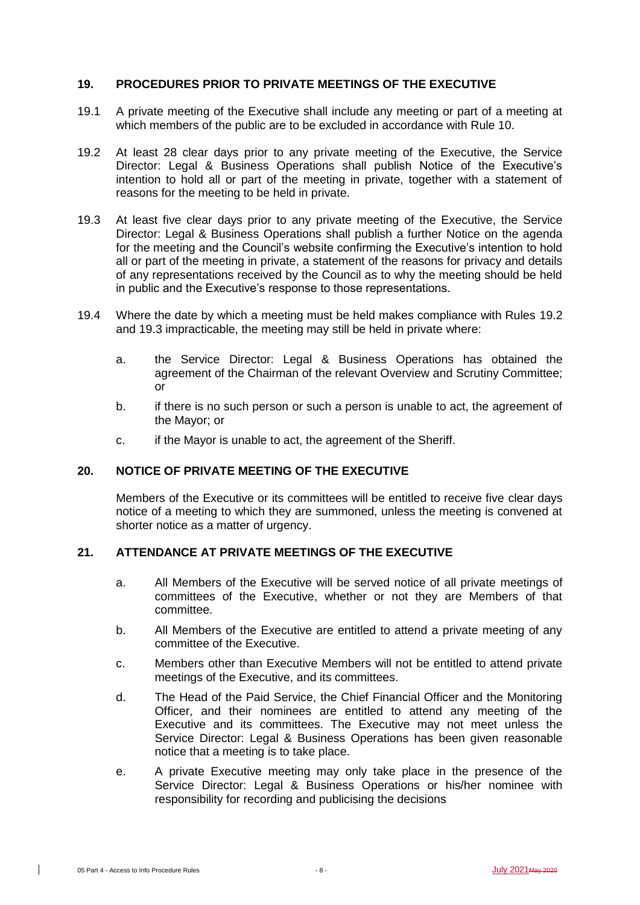## 19. PROCEDURES PRIOR TO PRIVATE MEETINGS OF THE EXECUTIVE

19.1 A private meeting of the Executive shall include any meeting or part of a meeting at which members of the public are to be excluded in accordance with Rule 10.

19.2 At least 28 clear days prior to any private meeting of the Executive, the Service Director: Legal & Business Operations shall publish Notice of the Executive's intention to hold all or part of the meeting in private, together with a statement of reasons for the meeting to be held in private.

19.3 At least five clear days prior to any private meeting of the Executive, the Service Director: Legal & Business Operations shall publish a further Notice on the agenda for the meeting and the Council's website confirming the Executive's intention to hold all or part of the meeting in private, a statement of the reasons for privacy and details of any representations received by the Council as to why the meeting should be held in public and the Executive's response to those representations.

19.4 Where the date by which a meeting must be held makes compliance with Rules 19.2 and 19.3 impracticable, the meeting may still be held in private where:

a. the Service Director: Legal & Business Operations has obtained the agreement of the Chairman of the relevant Overview and Scrutiny Committee; or

b. if there is no such person or such a person is unable to act, the agreement of the Mayor; or

c. if the Mayor is unable to act, the agreement of the Sheriff.

## 20. NOTICE OF PRIVATE MEETING OF THE EXECUTIVE

Members of the Executive or its committees will be entitled to receive five clear days notice of a meeting to which they are summoned, unless the meeting is convened at shorter notice as a matter of urgency.

## 21. ATTENDANCE AT PRIVATE MEETINGS OF THE EXECUTIVE

a. All Members of the Executive will be served notice of all private meetings of committees of the Executive, whether or not they are Members of that committee.

b. All Members of the Executive are entitled to attend a private meeting of any committee of the Executive.

c. Members other than Executive Members will not be entitled to attend private meetings of the Executive, and its committees.

d. The Head of the Paid Service, the Chief Financial Officer and the Monitoring Officer, and their nominees are entitled to attend any meeting of the Executive and its committees. The Executive may not meet unless the Service Director: Legal & Business Operations has been given reasonable notice that a meeting is to take place.

e. A private Executive meeting may only take place in the presence of the Service Director: Legal & Business Operations or his/her nominee with responsibility for recording and publicising the decisions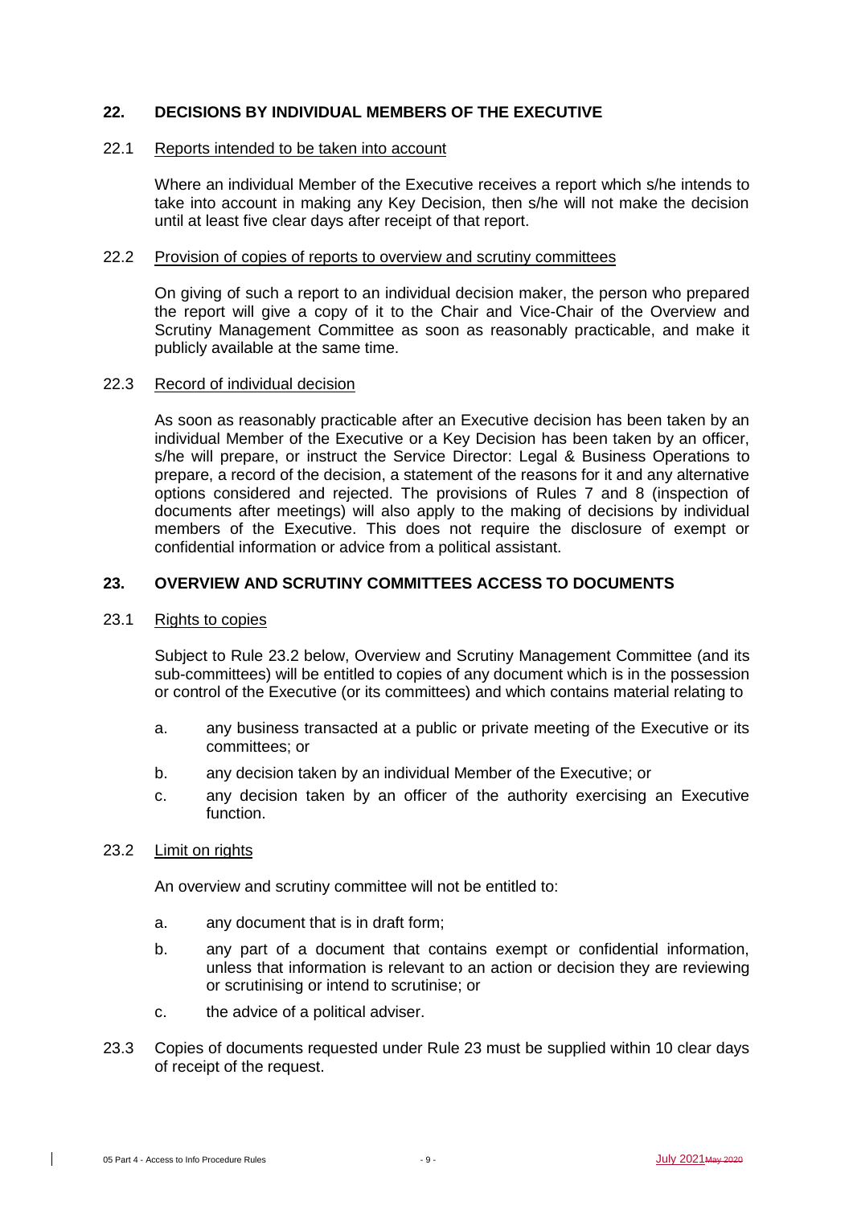## 22. DECISIONS BY INDIVIDUAL MEMBERS OF THE EXECUTIVE

### 22.1 Reports intended to be taken into account

Where an individual Member of the Executive receives a report which s/he intends to take into account in making any Key Decision, then s/he will not make the decision until at least five clear days after receipt of that report.

### 22.2 Provision of copies of reports to overview and scrutiny committees

On giving of such a report to an individual decision maker, the person who prepared the report will give a copy of it to the Chair and Vice-Chair of the Overview and Scrutiny Management Committee as soon as reasonably practicable, and make it publicly available at the same time.

### 22.3 Record of individual decision

As soon as reasonably practicable after an Executive decision has been taken by an individual Member of the Executive or a Key Decision has been taken by an officer, s/he will prepare, or instruct the Service Director: Legal & Business Operations to prepare, a record of the decision, a statement of the reasons for it and any alternative options considered and rejected. The provisions of Rules 7 and 8 (inspection of documents after meetings) will also apply to the making of decisions by individual members of the Executive. This does not require the disclosure of exempt or confidential information or advice from a political assistant.

## 23. OVERVIEW AND SCRUTINY COMMITTEES ACCESS TO DOCUMENTS

### 23.1 Rights to copies

Subject to Rule 23.2 below, Overview and Scrutiny Management Committee (and its sub-committees) will be entitled to copies of any document which is in the possession or control of the Executive (or its committees) and which contains material relating to

a. any business transacted at a public or private meeting of the Executive or its committees; or

b. any decision taken by an individual Member of the Executive; or

c. any decision taken by an officer of the authority exercising an Executive function.

### 23.2 Limit on rights

An overview and scrutiny committee will not be entitled to:

a. any document that is in draft form;

b. any part of a document that contains exempt or confidential information, unless that information is relevant to an action or decision they are reviewing or scrutinising or intend to scrutinise; or

c. the advice of a political adviser.

23.3 Copies of documents requested under Rule 23 must be supplied within 10 clear days of receipt of the request.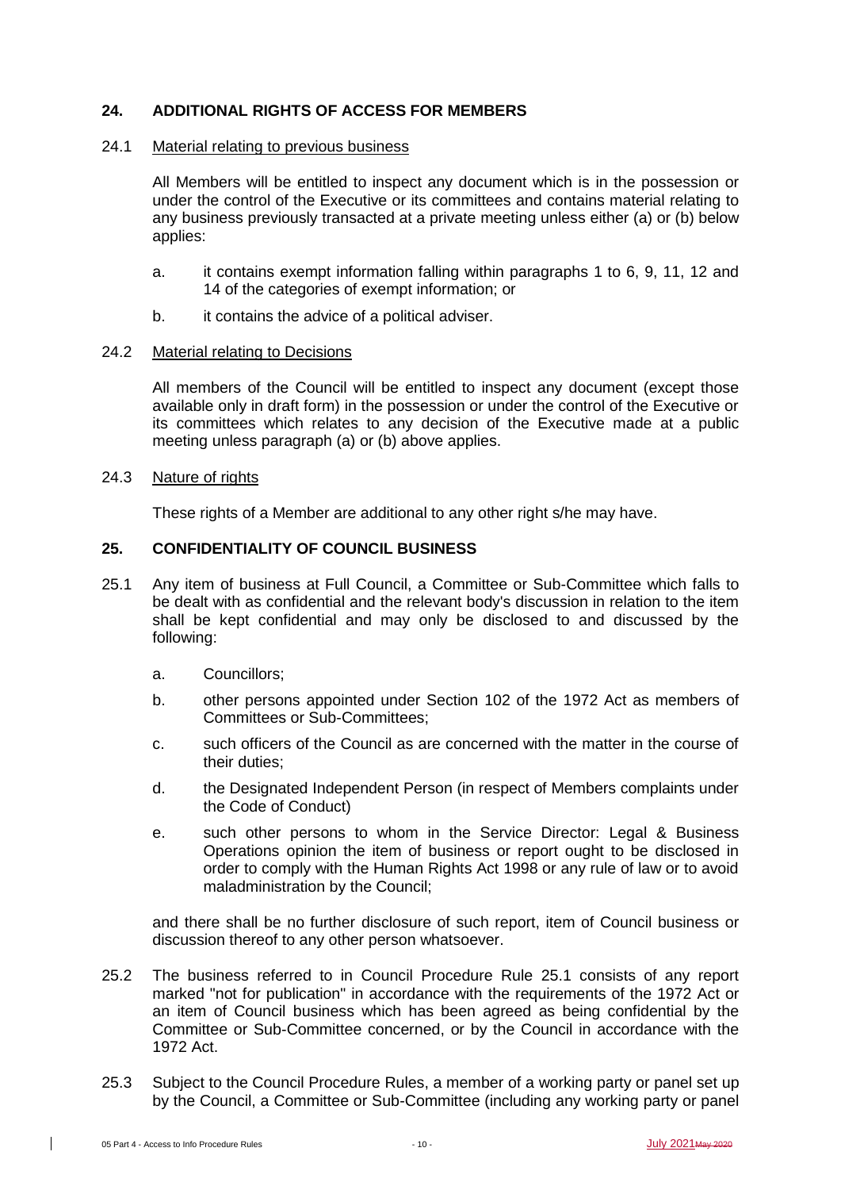## 24. ADDITIONAL RIGHTS OF ACCESS FOR MEMBERS

### 24.1 Material relating to previous business

All Members will be entitled to inspect any document which is in the possession or under the control of the Executive or its committees and contains material relating to any business previously transacted at a private meeting unless either (a) or (b) below applies:

a. it contains exempt information falling within paragraphs 1 to 6, 9, 11, 12 and 14 of the categories of exempt information; or

b. it contains the advice of a political adviser.

### 24.2 Material relating to Decisions

All members of the Council will be entitled to inspect any document (except those available only in draft form) in the possession or under the control of the Executive or its committees which relates to any decision of the Executive made at a public meeting unless paragraph (a) or (b) above applies.

### 24.3 Nature of rights

These rights of a Member are additional to any other right s/he may have.

## 25. CONFIDENTIALITY OF COUNCIL BUSINESS

25.1 Any item of business at Full Council, a Committee or Sub-Committee which falls to be dealt with as confidential and the relevant body's discussion in relation to the item shall be kept confidential and may only be disclosed to and discussed by the following:

a. Councillors;

b. other persons appointed under Section 102 of the 1972 Act as members of Committees or Sub-Committees;

c. such officers of the Council as are concerned with the matter in the course of their duties;

d. the Designated Independent Person (in respect of Members complaints under the Code of Conduct)

e. such other persons to whom in the Service Director: Legal & Business Operations opinion the item of business or report ought to be disclosed in order to comply with the Human Rights Act 1998 or any rule of law or to avoid maladministration by the Council;

and there shall be no further disclosure of such report, item of Council business or discussion thereof to any other person whatsoever.

25.2 The business referred to in Council Procedure Rule 25.1 consists of any report marked "not for publication" in accordance with the requirements of the 1972 Act or an item of Council business which has been agreed as being confidential by the Committee or Sub-Committee concerned, or by the Council in accordance with the 1972 Act.

25.3 Subject to the Council Procedure Rules, a member of a working party or panel set up by the Council, a Committee or Sub-Committee (including any working party or panel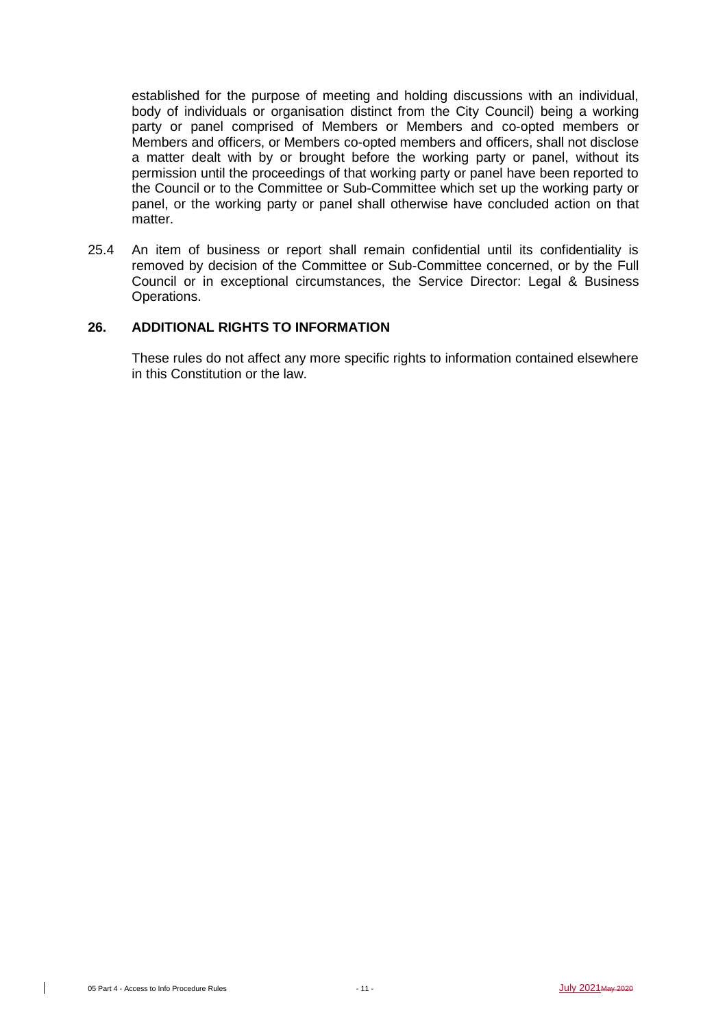established for the purpose of meeting and holding discussions with an individual, body of individuals or organisation distinct from the City Council) being a working party or panel comprised of Members or Members and co-opted members or Members and officers, or Members co-opted members and officers, shall not disclose a matter dealt with by or brought before the working party or panel, without its permission until the proceedings of that working party or panel have been reported to the Council or to the Committee or Sub-Committee which set up the working party or panel, or the working party or panel shall otherwise have concluded action on that matter.

25.4 An item of business or report shall remain confidential until its confidentiality is removed by decision of the Committee or Sub-Committee concerned, or by the Full Council or in exceptional circumstances, the Service Director: Legal & Business Operations.

## 26. ADDITIONAL RIGHTS TO INFORMATION

These rules do not affect any more specific rights to information contained elsewhere in this Constitution or the law.